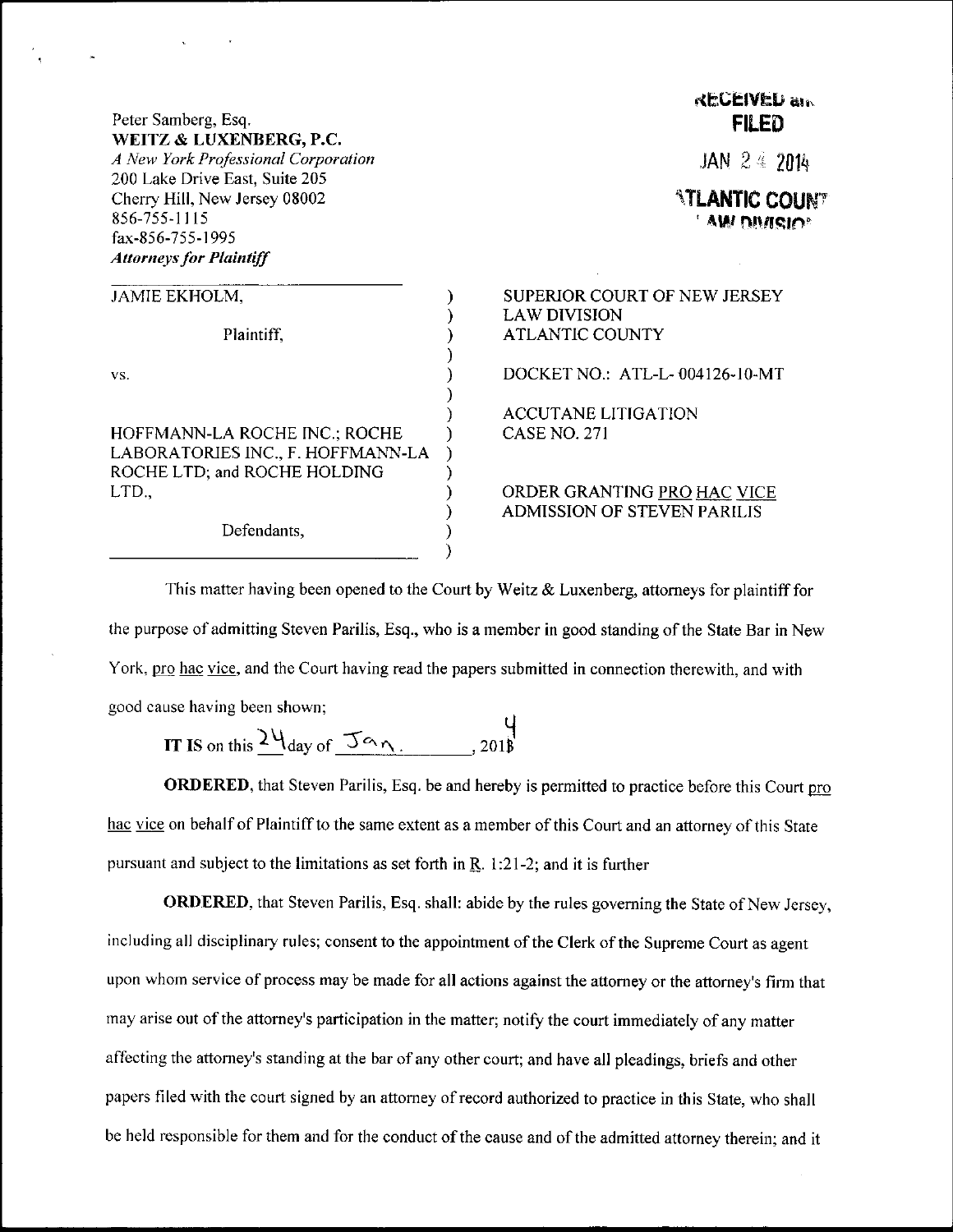Peter Samberg, Esq.
**WEITZ & LUXENBERG, P.C.**
*A New York Professional Corporation*
200 Lake Drive East, Suite 205
Cherry Hill, New Jersey 08002
856-755-1115
fax-856-755-1995
***Attorneys for Plaintiff***

RECEIVED and
**FILED**
JAN 24 2014
ATLANTIC COUNTY
LAW DIVISION

| | | |
|---|---|---|
| JAMIE EKHOLM,<br><br>Plaintiff,<br><br>vs.<br><br>HOFFMANN-LA ROCHE INC.; ROCHE LABORATORIES INC., F. HOFFMANN-LA ROCHE LTD; and ROCHE HOLDING LTD.,<br><br>Defendants, | ) | SUPERIOR COURT OF NEW JERSEY<br>LAW DIVISION<br>ATLANTIC COUNTY<br><br>DOCKET NO.: ATL-L-004126-10-MT<br><br>ACCUTANE LITIGATION<br>CASE NO. 271<br><br>ORDER GRANTING PRO HAC VICE ADMISSION OF STEVEN PARILIS |

This matter having been opened to the Court by Weitz & Luxenberg, attorneys for plaintiff for the purpose of admitting Steven Parilis, Esq., who is a member in good standing of the State Bar in New York, pro hac vice, and the Court having read the papers submitted in connection therewith, and with good cause having been shown;

**IT IS** on this 24 day of Jan., 2014

**ORDERED**, that Steven Parilis, Esq. be and hereby is permitted to practice before this Court pro hac vice on behalf of Plaintiff to the same extent as a member of this Court and an attorney of this State pursuant and subject to the limitations as set forth in R. 1:21-2; and it is further

**ORDERED**, that Steven Parilis, Esq. shall: abide by the rules governing the State of New Jersey, including all disciplinary rules; consent to the appointment of the Clerk of the Supreme Court as agent upon whom service of process may be made for all actions against the attorney or the attorney's firm that may arise out of the attorney's participation in the matter; notify the court immediately of any matter affecting the attorney's standing at the bar of any other court; and have all pleadings, briefs and other papers filed with the court signed by an attorney of record authorized to practice in this State, who shall be held responsible for them and for the conduct of the cause and of the admitted attorney therein; and it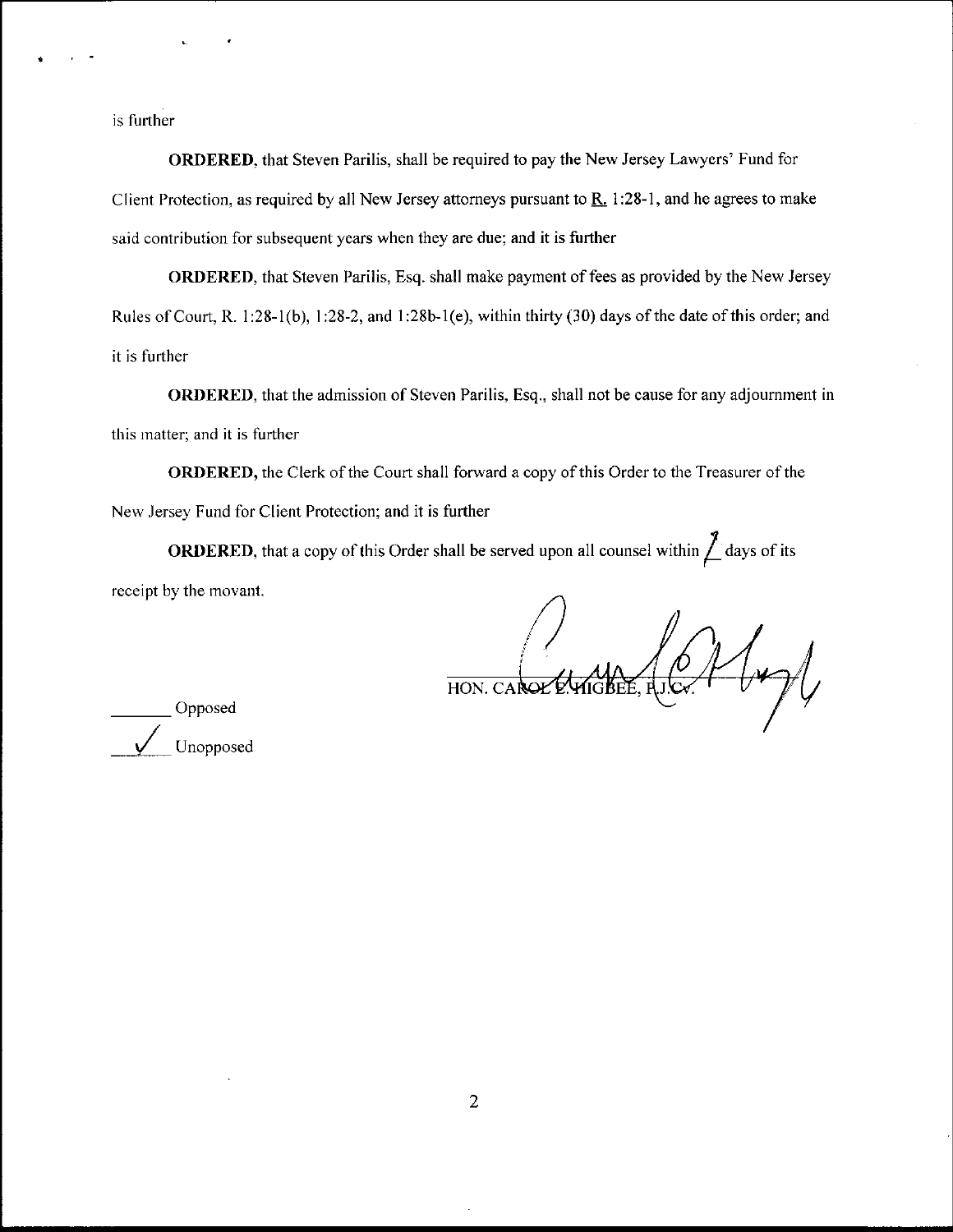is further

**ORDERED**, that Steven Parilis, shall be required to pay the New Jersey Lawyers' Fund for Client Protection, as required by all New Jersey attorneys pursuant to R. 1:28-1, and he agrees to make said contribution for subsequent years when they are due; and it is further

**ORDERED**, that Steven Parilis, Esq. shall make payment of fees as provided by the New Jersey Rules of Court, R. 1:28-1(b), 1:28-2, and 1:28b-1(e), within thirty (30) days of the date of this order; and it is further

**ORDERED**, that the admission of Steven Parilis, Esq., shall not be cause for any adjournment in this matter; and it is further

**ORDERED,** the Clerk of the Court shall forward a copy of this Order to the Treasurer of the New Jersey Fund for Client Protection; and it is further

**ORDERED**, that a copy of this Order shall be served upon all counsel within 7 days of its receipt by the movant.

HON. CAROL E. HIGBEE, P.J.Cv.

_______ Opposed

___✓___ Unopposed